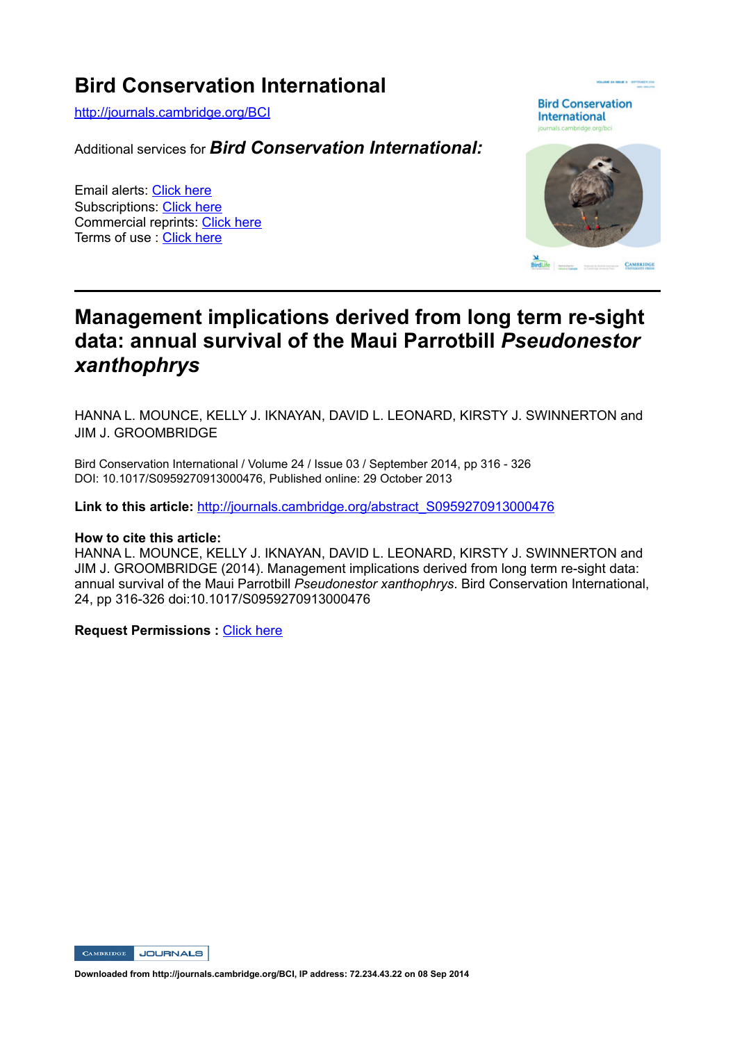# Bird Conservation International

http://journals.cambridge.org/BCI

Additional services for ***Bird Conservation International:***

Email alerts: Click here
Subscriptions: Click here
Commercial reprints: Click here
Terms of use : Click here

---

# Management implications derived from long term re-sight data: annual survival of the Maui Parrotbill *Pseudonestor xanthophrys*

HANNA L. MOUNCE, KELLY J. IKNAYAN, DAVID L. LEONARD, KIRSTY J. SWINNERTON and JIM J. GROOMBRIDGE

Bird Conservation International / Volume 24 / Issue 03 / September 2014, pp 316 - 326
DOI: 10.1017/S0959270913000476, Published online: 29 October 2013

**Link to this article:** http://journals.cambridge.org/abstract_S0959270913000476

**How to cite this article:**
HANNA L. MOUNCE, KELLY J. IKNAYAN, DAVID L. LEONARD, KIRSTY J. SWINNERTON and JIM J. GROOMBRIDGE (2014). Management implications derived from long term re-sight data: annual survival of the Maui Parrotbill *Pseudonestor xanthophrys*. Bird Conservation International, 24, pp 316-326 doi:10.1017/S0959270913000476

**Request Permissions :** Click here

**Downloaded from http://journals.cambridge.org/BCI, IP address: 72.234.43.22 on 08 Sep 2014**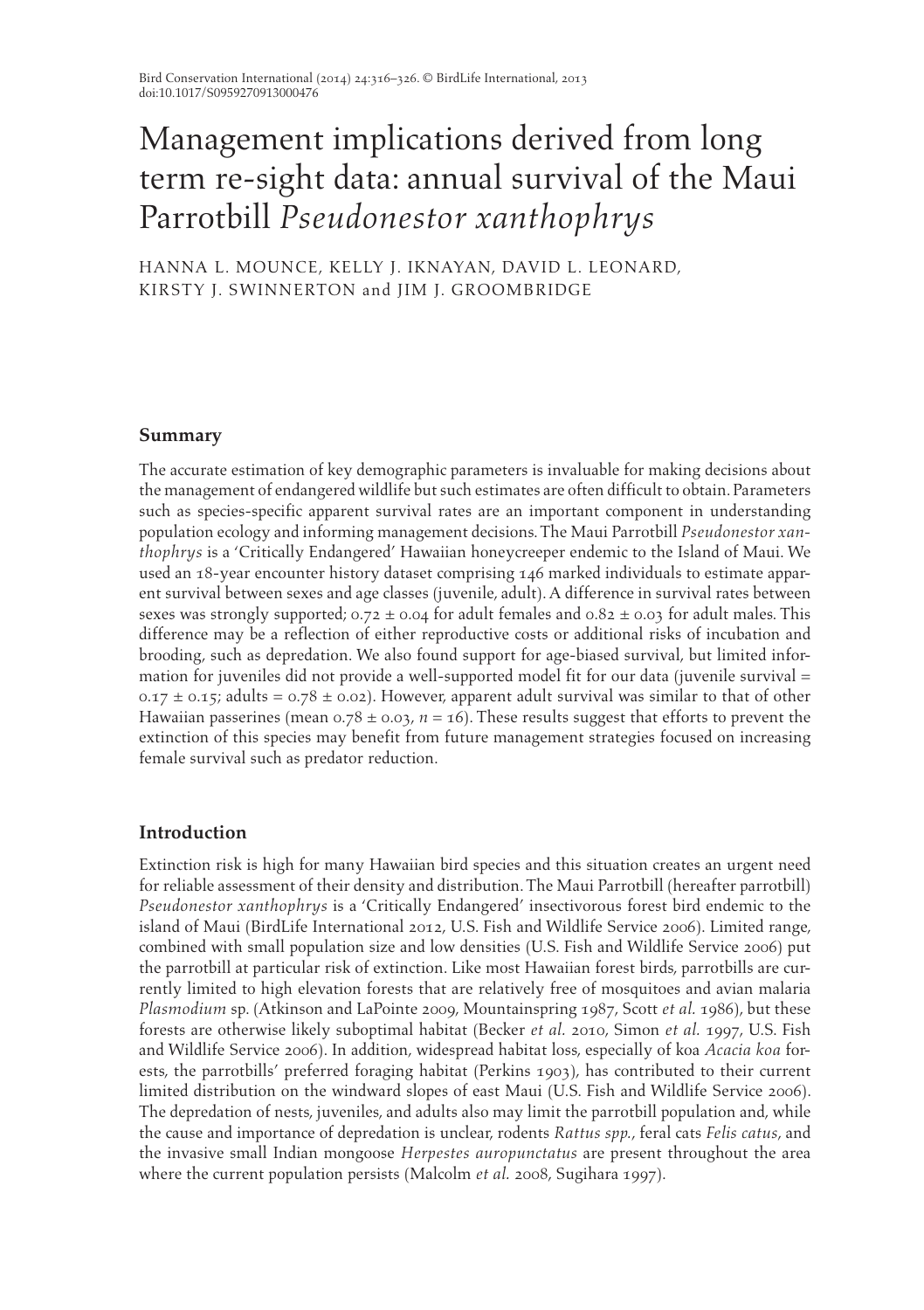# Management implications derived from long term re-sight data: annual survival of the Maui Parrotbill *Pseudonestor xanthophrys*

HANNA L. MOUNCE, KELLY J. IKNAYAN, DAVID L. LEONARD, KIRSTY J. SWINNERTON and JIM J. GROOMBRIDGE

## Summary

The accurate estimation of key demographic parameters is invaluable for making decisions about the management of endangered wildlife but such estimates are often difficult to obtain. Parameters such as species-specific apparent survival rates are an important component in understanding population ecology and informing management decisions. The Maui Parrotbill *Pseudonestor xanthophrys* is a 'Critically Endangered' Hawaiian honeycreeper endemic to the Island of Maui. We used an 18-year encounter history dataset comprising 146 marked individuals to estimate apparent survival between sexes and age classes (juvenile, adult). A difference in survival rates between sexes was strongly supported; 0.72 ± 0.04 for adult females and 0.82 ± 0.03 for adult males. This difference may be a reflection of either reproductive costs or additional risks of incubation and brooding, such as depredation. We also found support for age-biased survival, but limited information for juveniles did not provide a well-supported model fit for our data (juvenile survival = 0.17 ± 0.15; adults = 0.78 ± 0.02). However, apparent adult survival was similar to that of other Hawaiian passerines (mean 0.78 ± 0.03, $n$ = 16). These results suggest that efforts to prevent the extinction of this species may benefit from future management strategies focused on increasing female survival such as predator reduction.

## Introduction

Extinction risk is high for many Hawaiian bird species and this situation creates an urgent need for reliable assessment of their density and distribution. The Maui Parrotbill (hereafter parrotbill) *Pseudonestor xanthophrys* is a 'Critically Endangered' insectivorous forest bird endemic to the island of Maui (BirdLife International 2012, U.S. Fish and Wildlife Service 2006). Limited range, combined with small population size and low densities (U.S. Fish and Wildlife Service 2006) put the parrotbill at particular risk of extinction. Like most Hawaiian forest birds, parrotbills are currently limited to high elevation forests that are relatively free of mosquitoes and avian malaria *Plasmodium* sp. (Atkinson and LaPointe 2009, Mountainspring 1987, Scott *et al.* 1986), but these forests are otherwise likely suboptimal habitat (Becker *et al.* 2010, Simon *et al.* 1997, U.S. Fish and Wildlife Service 2006). In addition, widespread habitat loss, especially of koa *Acacia koa* forests, the parrotbills' preferred foraging habitat (Perkins 1903), has contributed to their current limited distribution on the windward slopes of east Maui (U.S. Fish and Wildlife Service 2006). The depredation of nests, juveniles, and adults also may limit the parrotbill population and, while the cause and importance of depredation is unclear, rodents *Rattus spp.*, feral cats *Felis catus*, and the invasive small Indian mongoose *Herpestes auropunctatus* are present throughout the area where the current population persists (Malcolm *et al.* 2008, Sugihara 1997).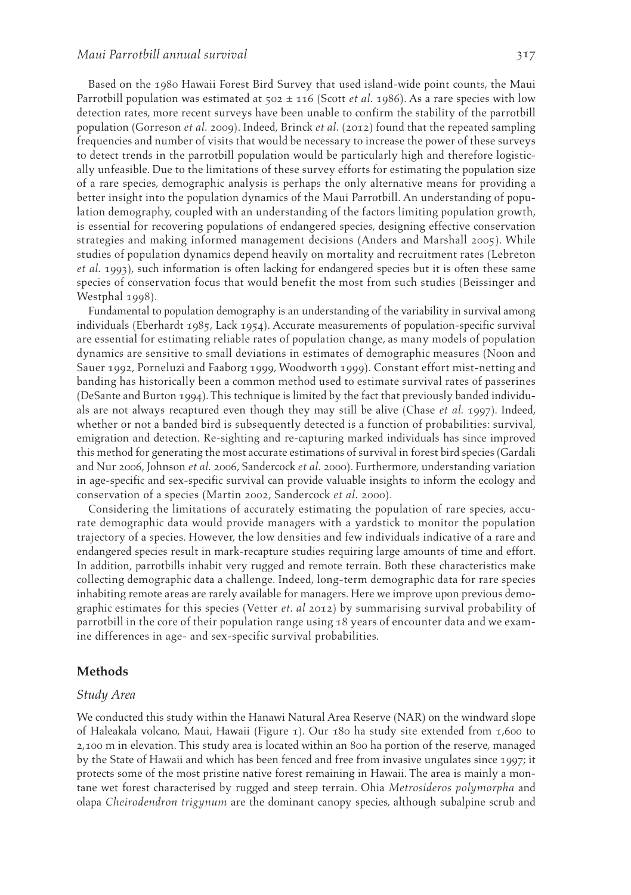Based on the 1980 Hawaii Forest Bird Survey that used island-wide point counts, the Maui Parrotbill population was estimated at 502 ± 116 (Scott *et al.* 1986). As a rare species with low detection rates, more recent surveys have been unable to confirm the stability of the parrotbill population (Gorreson *et al.* 2009). Indeed, Brinck *et al.* (2012) found that the repeated sampling frequencies and number of visits that would be necessary to increase the power of these surveys to detect trends in the parrotbill population would be particularly high and therefore logistically unfeasible. Due to the limitations of these survey efforts for estimating the population size of a rare species, demographic analysis is perhaps the only alternative means for providing a better insight into the population dynamics of the Maui Parrotbill. An understanding of population demography, coupled with an understanding of the factors limiting population growth, is essential for recovering populations of endangered species, designing effective conservation strategies and making informed management decisions (Anders and Marshall 2005). While studies of population dynamics depend heavily on mortality and recruitment rates (Lebreton *et al.* 1993), such information is often lacking for endangered species but it is often these same species of conservation focus that would benefit the most from such studies (Beissinger and Westphal 1998).

Fundamental to population demography is an understanding of the variability in survival among individuals (Eberhardt 1985, Lack 1954). Accurate measurements of population-specific survival are essential for estimating reliable rates of population change, as many models of population dynamics are sensitive to small deviations in estimates of demographic measures (Noon and Sauer 1992, Porneluzi and Faaborg 1999, Woodworth 1999). Constant effort mist-netting and banding has historically been a common method used to estimate survival rates of passerines (DeSante and Burton 1994). This technique is limited by the fact that previously banded individuals are not always recaptured even though they may still be alive (Chase *et al.* 1997). Indeed, whether or not a banded bird is subsequently detected is a function of probabilities: survival, emigration and detection. Re-sighting and re-capturing marked individuals has since improved this method for generating the most accurate estimations of survival in forest bird species (Gardali and Nur 2006, Johnson *et al.* 2006, Sandercock *et al.* 2000). Furthermore, understanding variation in age-specific and sex-specific survival can provide valuable insights to inform the ecology and conservation of a species (Martin 2002, Sandercock *et al.* 2000).

Considering the limitations of accurately estimating the population of rare species, accurate demographic data would provide managers with a yardstick to monitor the population trajectory of a species. However, the low densities and few individuals indicative of a rare and endangered species result in mark-recapture studies requiring large amounts of time and effort. In addition, parrotbills inhabit very rugged and remote terrain. Both these characteristics make collecting demographic data a challenge. Indeed, long-term demographic data for rare species inhabiting remote areas are rarely available for managers. Here we improve upon previous demographic estimates for this species (Vetter *et. al* 2012) by summarising survival probability of parrotbill in the core of their population range using 18 years of encounter data and we examine differences in age- and sex-specific survival probabilities.

## Methods

### *Study Area*

We conducted this study within the Hanawi Natural Area Reserve (NAR) on the windward slope of Haleakala volcano, Maui, Hawaii (Figure 1). Our 180 ha study site extended from 1,600 to 2,100 m in elevation. This study area is located within an 800 ha portion of the reserve, managed by the State of Hawaii and which has been fenced and free from invasive ungulates since 1997; it protects some of the most pristine native forest remaining in Hawaii. The area is mainly a montane wet forest characterised by rugged and steep terrain. Ohia *Metrosideros polymorpha* and olapa *Cheirodendron trigynum* are the dominant canopy species, although subalpine scrub and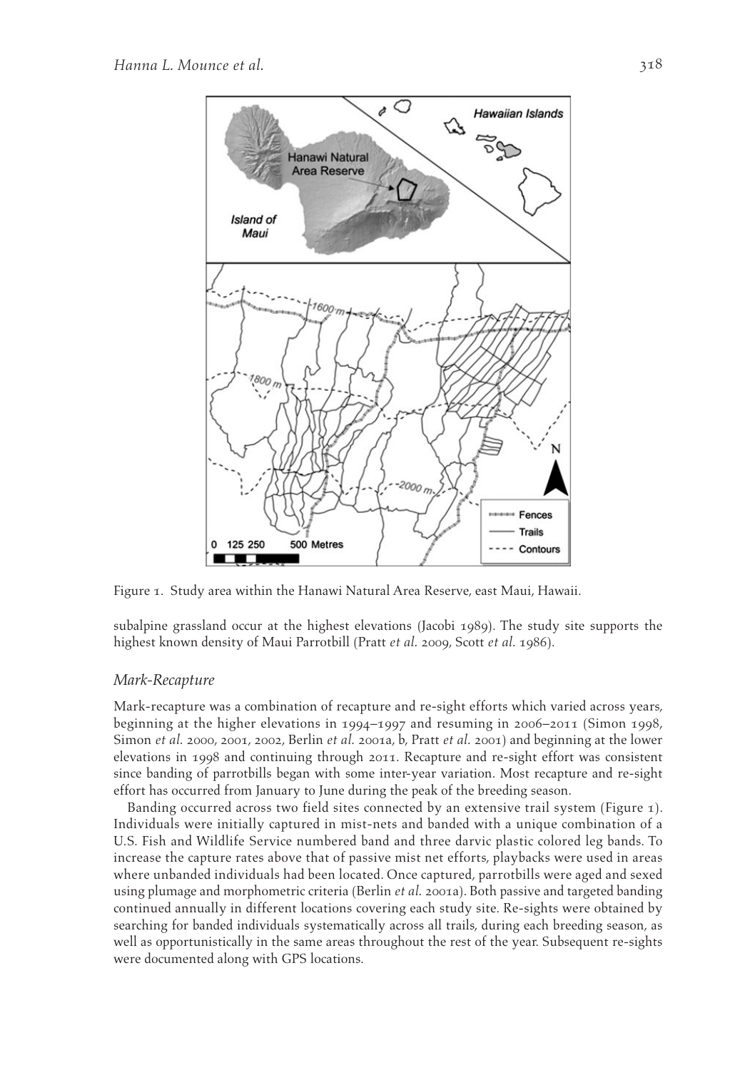Figure 1. Study area within the Hanawi Natural Area Reserve, east Maui, Hawaii.

subalpine grassland occur at the highest elevations (Jacobi 1989). The study site supports the highest known density of Maui Parrotbill (Pratt *et al.* 2009, Scott *et al.* 1986).

### *Mark-Recapture*

Mark-recapture was a combination of recapture and re-sight efforts which varied across years, beginning at the higher elevations in 1994–1997 and resuming in 2006–2011 (Simon 1998, Simon *et al.* 2000, 2001, 2002, Berlin *et al.* 2001a, b, Pratt *et al.* 2001) and beginning at the lower elevations in 1998 and continuing through 2011. Recapture and re-sight effort was consistent since banding of parrotbills began with some inter-year variation. Most recapture and re-sight effort has occurred from January to June during the peak of the breeding season.

Banding occurred across two field sites connected by an extensive trail system (Figure 1). Individuals were initially captured in mist-nets and banded with a unique combination of a U.S. Fish and Wildlife Service numbered band and three darvic plastic colored leg bands. To increase the capture rates above that of passive mist net efforts, playbacks were used in areas where unbanded individuals had been located. Once captured, parrotbills were aged and sexed using plumage and morphometric criteria (Berlin *et al.* 2001a). Both passive and targeted banding continued annually in different locations covering each study site. Re-sights were obtained by searching for banded individuals systematically across all trails, during each breeding season, as well as opportunistically in the same areas throughout the rest of the year. Subsequent re-sights were documented along with GPS locations.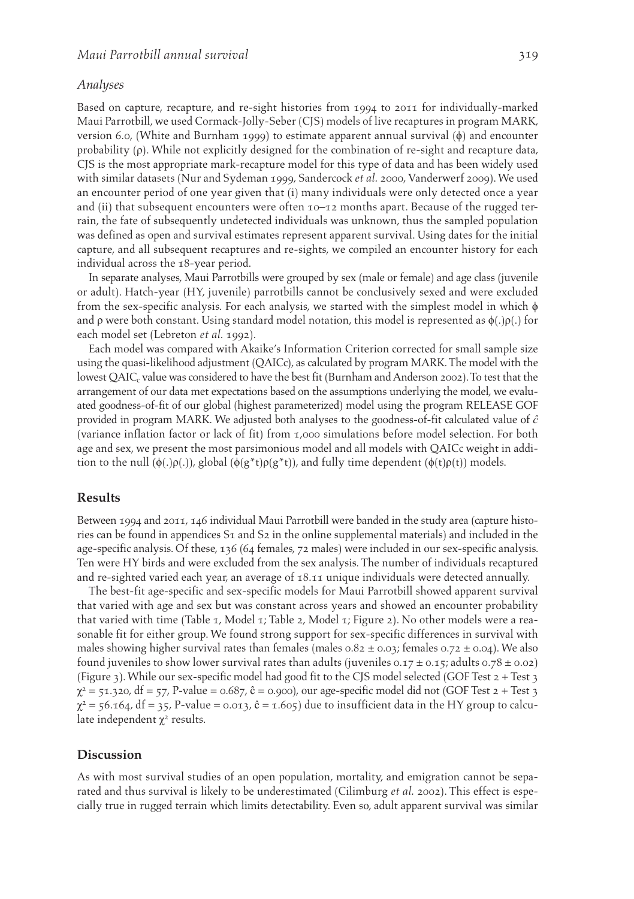### *Analyses*

Based on capture, recapture, and re-sight histories from 1994 to 2011 for individually-marked Maui Parrotbill, we used Cormack-Jolly-Seber (CJS) models of live recaptures in program MARK, version 6.0, (White and Burnham 1999) to estimate apparent annual survival ($\phi$) and encounter probability ($\rho$). While not explicitly designed for the combination of re-sight and recapture data, CJS is the most appropriate mark-recapture model for this type of data and has been widely used with similar datasets (Nur and Sydeman 1999, Sandercock *et al.* 2000, Vanderwerf 2009). We used an encounter period of one year given that (i) many individuals were only detected once a year and (ii) that subsequent encounters were often 10–12 months apart. Because of the rugged terrain, the fate of subsequently undetected individuals was unknown, thus the sampled population was defined as open and survival estimates represent apparent survival. Using dates for the initial capture, and all subsequent recaptures and re-sights, we compiled an encounter history for each individual across the 18-year period.

In separate analyses, Maui Parrotbills were grouped by sex (male or female) and age class (juvenile or adult). Hatch-year (HY, juvenile) parrotbills cannot be conclusively sexed and were excluded from the sex-specific analysis. For each analysis, we started with the simplest model in which $\phi$ and $\rho$ were both constant. Using standard model notation, this model is represented as $\phi(.)\rho(.)$ for each model set (Lebreton *et al.* 1992).

Each model was compared with Akaike's Information Criterion corrected for small sample size using the quasi-likelihood adjustment (QAICc), as calculated by program MARK. The model with the lowest $QAIC_c$ value was considered to have the best fit (Burnham and Anderson 2002). To test that the arrangement of our data met expectations based on the assumptions underlying the model, we evaluated goodness-of-fit of our global (highest parameterized) model using the program RELEASE GOF provided in program MARK. We adjusted both analyses to the goodness-of-fit calculated value of $\hat{c}$ (variance inflation factor or lack of fit) from 1,000 simulations before model selection. For both age and sex, we present the most parsimonious model and all models with QAICc weight in addition to the null ($\phi(.)\rho(.)$), global ($\phi(g^*t)\rho(g^*t)$), and fully time dependent ($\phi(t)\rho(t)$) models.

## Results

Between 1994 and 2011, 146 individual Maui Parrotbill were banded in the study area (capture histories can be found in appendices S1 and S2 in the online supplemental materials) and included in the age-specific analysis. Of these, 136 (64 females, 72 males) were included in our sex-specific analysis. Ten were HY birds and were excluded from the sex analysis. The number of individuals recaptured and re-sighted varied each year, an average of 18.11 unique individuals were detected annually.

The best-fit age-specific and sex-specific models for Maui Parrotbill showed apparent survival that varied with age and sex but was constant across years and showed an encounter probability that varied with time (Table 1, Model 1; Table 2, Model 1; Figure 2). No other models were a reasonable fit for either group. We found strong support for sex-specific differences in survival with males showing higher survival rates than females (males $0.82 \pm 0.03$; females $0.72 \pm 0.04$). We also found juveniles to show lower survival rates than adults (juveniles $0.17 \pm 0.15$; adults $0.78 \pm 0.02$) (Figure 3). While our sex-specific model had good fit to the CJS model selected (GOF Test 2 + Test 3 $\chi^2 = 51.320$, df = 57, P-value = 0.687, $\hat{c} = 0.900$), our age-specific model did not (GOF Test 2 + Test 3 $\chi^2 = 56.164$, df = 35, P-value = 0.013, $\hat{c} = 1.605$) due to insufficient data in the HY group to calculate independent $\chi^2$ results.

## Discussion

As with most survival studies of an open population, mortality, and emigration cannot be separated and thus survival is likely to be underestimated (Cilimburg *et al.* 2002). This effect is especially true in rugged terrain which limits detectability. Even so, adult apparent survival was similar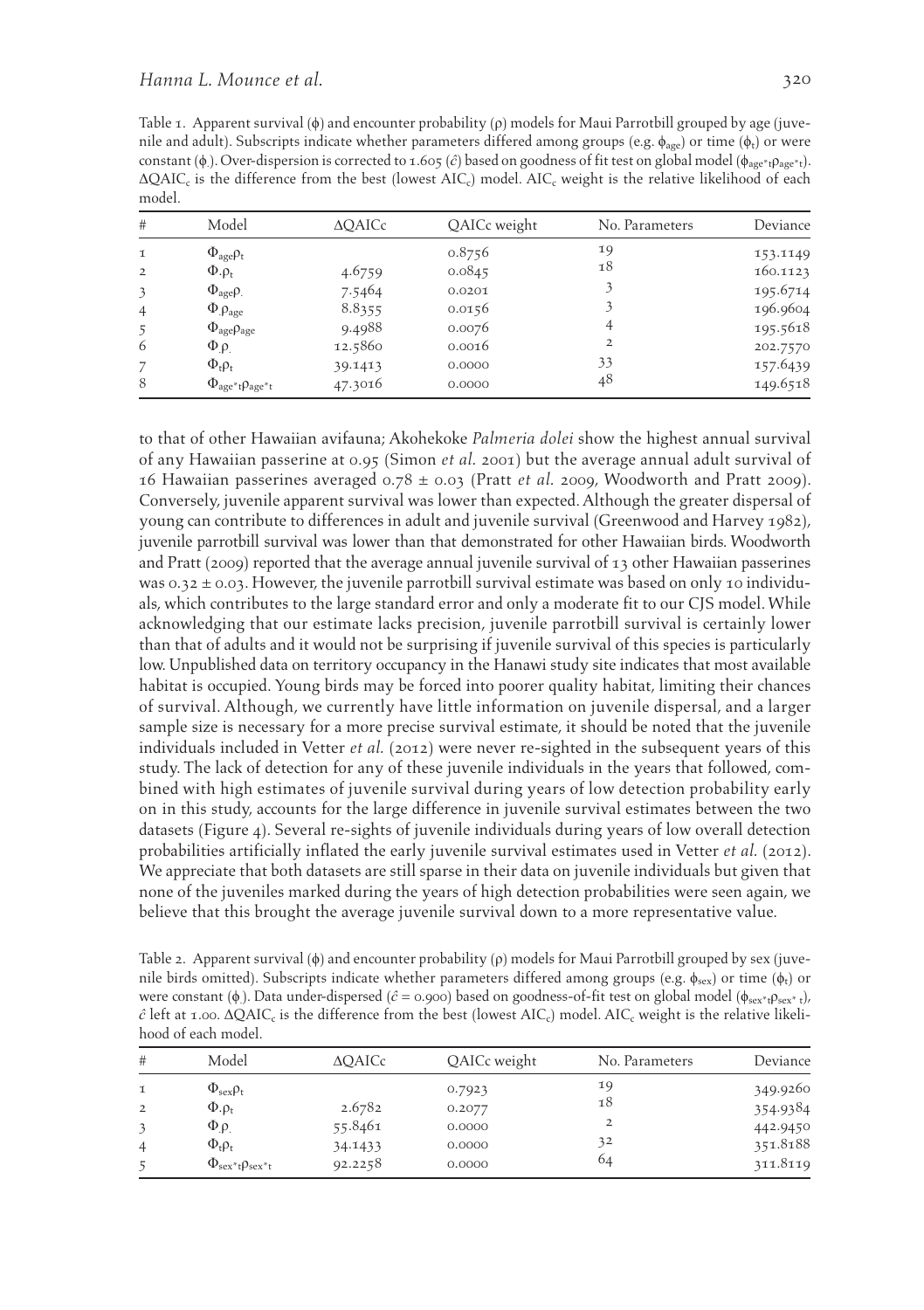Table 1. Apparent survival ($\phi$) and encounter probability ($\rho$) models for Maui Parrotbill grouped by age (juvenile and adult). Subscripts indicate whether parameters differed among groups (e.g. $\phi_{age}$) or time ($\phi_t$) or were constant ($\phi_.$). Over-dispersion is corrected to 1.605 ($\hat{c}$) based on goodness of fit test on global model ($\phi_{age*t}\rho_{age*t}$). $\Delta QAIC_c$ is the difference from the best (lowest $AIC_c$) model. $AIC_c$ weight is the relative likelihood of each model.

| # | Model | ΔQAICc | QAICc weight | No. Parameters | Deviance |
|---|---|---|---|---|---|
| 1 | $\Phi_{age}\rho_t$ | | 0.8756 | 19 | 153.1149 |
| 2 | $\Phi_.\rho_t$ | 4.6759 | 0.0845 | 18 | 160.1123 |
| 3 | $\Phi_{age}\rho_.$ | 7.5464 | 0.0201 | 3 | 195.6714 |
| 4 | $\Phi_.\rho_{age}$ | 8.8355 | 0.0156 | 3 | 196.9604 |
| 5 | $\Phi_{age}\rho_{age}$ | 9.4988 | 0.0076 | 4 | 195.5618 |
| 6 | $\Phi_.\rho_.$ | 12.5860 | 0.0016 | 2 | 202.7570 |
| 7 | $\Phi_t\rho_t$ | 39.1413 | 0.0000 | 33 | 157.6439 |
| 8 | $\Phi_{age*t}\rho_{age*t}$ | 47.3016 | 0.0000 | 48 | 149.6518 |

to that of other Hawaiian avifauna; Akohekoke *Palmeria dolei* show the highest annual survival of any Hawaiian passerine at 0.95 (Simon *et al.* 2001) but the average annual adult survival of 16 Hawaiian passerines averaged 0.78 ± 0.03 (Pratt *et al.* 2009, Woodworth and Pratt 2009). Conversely, juvenile apparent survival was lower than expected. Although the greater dispersal of young can contribute to differences in adult and juvenile survival (Greenwood and Harvey 1982), juvenile parrotbill survival was lower than that demonstrated for other Hawaiian birds. Woodworth and Pratt (2009) reported that the average annual juvenile survival of 13 other Hawaiian passerines was 0.32 ± 0.03. However, the juvenile parrotbill survival estimate was based on only 10 individuals, which contributes to the large standard error and only a moderate fit to our CJS model. While acknowledging that our estimate lacks precision, juvenile parrotbill survival is certainly lower than that of adults and it would not be surprising if juvenile survival of this species is particularly low. Unpublished data on territory occupancy in the Hanawi study site indicates that most available habitat is occupied. Young birds may be forced into poorer quality habitat, limiting their chances of survival. Although, we currently have little information on juvenile dispersal, and a larger sample size is necessary for a more precise survival estimate, it should be noted that the juvenile individuals included in Vetter *et al.* (2012) were never re-sighted in the subsequent years of this study. The lack of detection for any of these juvenile individuals in the years that followed, combined with high estimates of juvenile survival during years of low detection probability early on in this study, accounts for the large difference in juvenile survival estimates between the two datasets (Figure 4). Several re-sights of juvenile individuals during years of low overall detection probabilities artificially inflated the early juvenile survival estimates used in Vetter *et al.* (2012). We appreciate that both datasets are still sparse in their data on juvenile individuals but given that none of the juveniles marked during the years of high detection probabilities were seen again, we believe that this brought the average juvenile survival down to a more representative value.

Table 2. Apparent survival ($\phi$) and encounter probability ($\rho$) models for Maui Parrotbill grouped by sex (juvenile birds omitted). Subscripts indicate whether parameters differed among groups (e.g. $\phi_{sex}$) or time ($\phi_t$) or were constant ($\phi_.$). Data under-dispersed ($\hat{c}$ = 0.900) based on goodness-of-fit test on global model ($\phi_{sex*t}\rho_{sex*t}$), $\hat{c}$ left at 1.00. $\Delta QAIC_c$ is the difference from the best (lowest $AIC_c$) model. $AIC_c$ weight is the relative likelihood of each model.

| # | Model | ΔQAICc | QAICc weight | No. Parameters | Deviance |
|---|---|---|---|---|---|
| 1 | $\Phi_{sex}\rho_t$ | | 0.7923 | 19 | 349.9260 |
| 2 | $\Phi_.\rho_t$ | 2.6782 | 0.2077 | 18 | 354.9384 |
| 3 | $\Phi_.\rho_.$ | 55.8461 | 0.0000 | 2 | 442.9450 |
| 4 | $\Phi_t\rho_t$ | 34.1433 | 0.0000 | 32 | 351.8188 |
| 5 | $\Phi_{sex*t}\rho_{sex*t}$ | 92.2258 | 0.0000 | 64 | 311.8119 |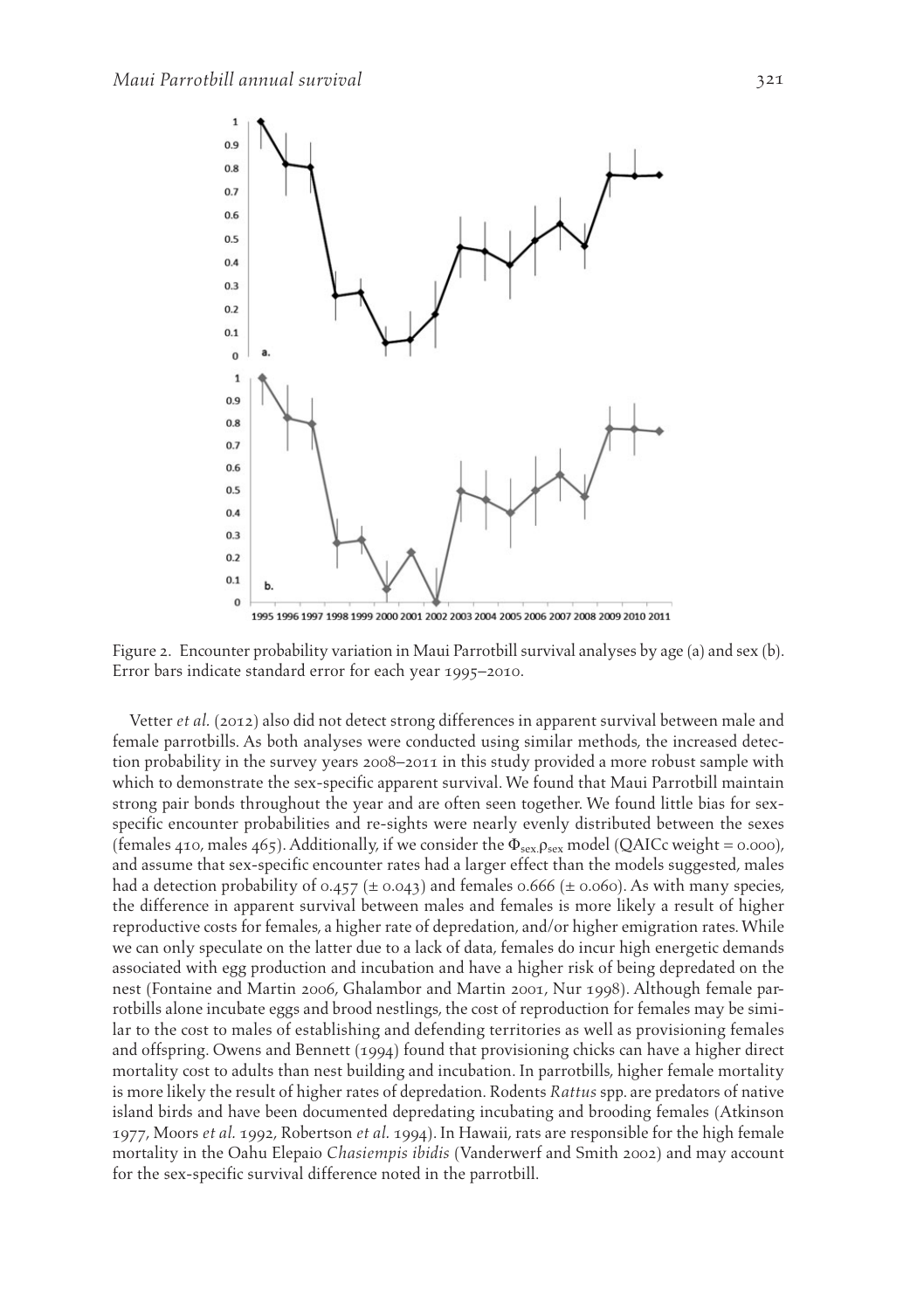Figure 2. Encounter probability variation in Maui Parrotbill survival analyses by age (a) and sex (b). Error bars indicate standard error for each year 1995–2010.

Vetter *et al.* (2012) also did not detect strong differences in apparent survival between male and female parrotbills. As both analyses were conducted using similar methods, the increased detection probability in the survey years 2008–2011 in this study provided a more robust sample with which to demonstrate the sex-specific apparent survival. We found that Maui Parrotbill maintain strong pair bonds throughout the year and are often seen together. We found little bias for sex-specific encounter probabilities and re-sights were nearly evenly distributed between the sexes (females 410, males 465). Additionally, if we consider the $\Phi_{sex}\rho_{sex}$ model (QAICc weight = 0.000), and assume that sex-specific encounter rates had a larger effect than the models suggested, males had a detection probability of 0.457 (± 0.043) and females 0.666 (± 0.060). As with many species, the difference in apparent survival between males and females is more likely a result of higher reproductive costs for females, a higher rate of depredation, and/or higher emigration rates. While we can only speculate on the latter due to a lack of data, females do incur high energetic demands associated with egg production and incubation and have a higher risk of being depredated on the nest (Fontaine and Martin 2006, Ghalambor and Martin 2001, Nur 1998). Although female parrotbills alone incubate eggs and brood nestlings, the cost of reproduction for females may be similar to the cost to males of establishing and defending territories as well as provisioning females and offspring. Owens and Bennett (1994) found that provisioning chicks can have a higher direct mortality cost to adults than nest building and incubation. In parrotbills, higher female mortality is more likely the result of higher rates of depredation. Rodents *Rattus* spp. are predators of native island birds and have been documented depredating incubating and brooding females (Atkinson 1977, Moors *et al.* 1992, Robertson *et al.* 1994). In Hawaii, rats are responsible for the high female mortality in the Oahu Elepaio *Chasiempis ibidis* (Vanderwerf and Smith 2002) and may account for the sex-specific survival difference noted in the parrotbill.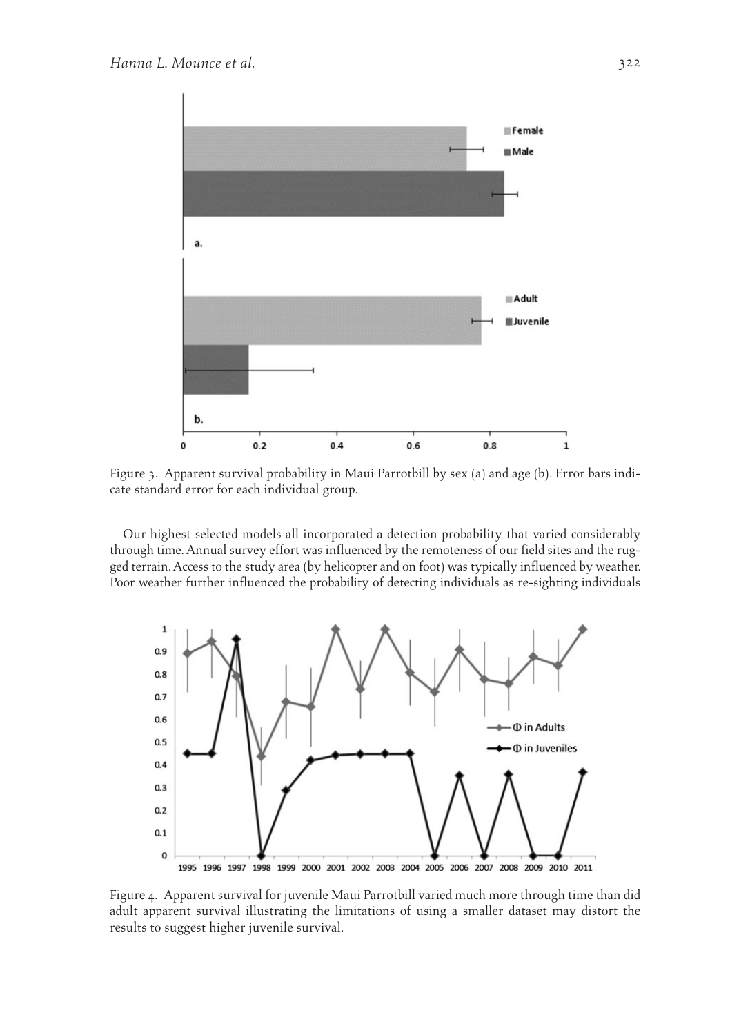Figure 3. Apparent survival probability in Maui Parrotbill by sex (a) and age (b). Error bars indicate standard error for each individual group.

Our highest selected models all incorporated a detection probability that varied considerably through time. Annual survey effort was influenced by the remoteness of our field sites and the rugged terrain. Access to the study area (by helicopter and on foot) was typically influenced by weather. Poor weather further influenced the probability of detecting individuals as re-sighting individuals

Figure 4. Apparent survival for juvenile Maui Parrotbill varied much more through time than did adult apparent survival illustrating the limitations of using a smaller dataset may distort the results to suggest higher juvenile survival.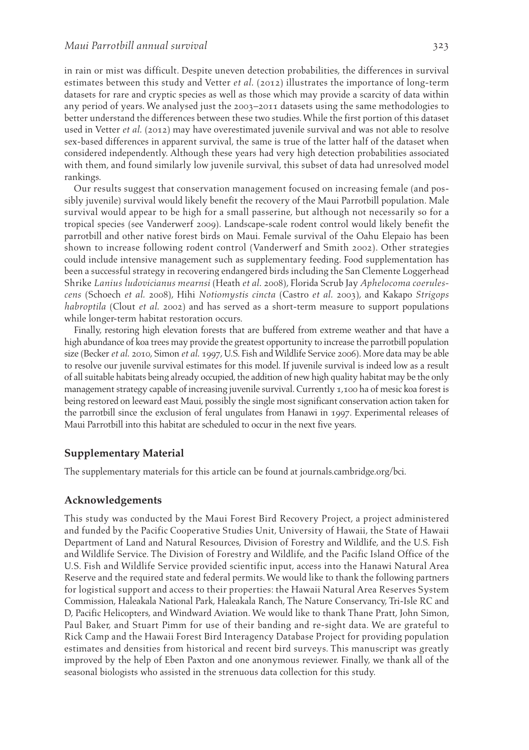in rain or mist was difficult. Despite uneven detection probabilities, the differences in survival estimates between this study and Vetter *et al.* (2012) illustrates the importance of long-term datasets for rare and cryptic species as well as those which may provide a scarcity of data within any period of years. We analysed just the 2003–2011 datasets using the same methodologies to better understand the differences between these two studies. While the first portion of this dataset used in Vetter *et al.* (2012) may have overestimated juvenile survival and was not able to resolve sex-based differences in apparent survival, the same is true of the latter half of the dataset when considered independently. Although these years had very high detection probabilities associated with them, and found similarly low juvenile survival, this subset of data had unresolved model rankings.

Our results suggest that conservation management focused on increasing female (and possibly juvenile) survival would likely benefit the recovery of the Maui Parrotbill population. Male survival would appear to be high for a small passerine, but although not necessarily so for a tropical species (see Vanderwerf 2009). Landscape-scale rodent control would likely benefit the parrotbill and other native forest birds on Maui. Female survival of the Oahu Elepaio has been shown to increase following rodent control (Vanderwerf and Smith 2002). Other strategies could include intensive management such as supplementary feeding. Food supplementation has been a successful strategy in recovering endangered birds including the San Clemente Loggerhead Shrike *Lanius ludovicianus mearnsi* (Heath *et al.* 2008), Florida Scrub Jay *Aphelocoma coerulescens* (Schoech *et al.* 2008), Hihi *Notiomystis cincta* (Castro *et al.* 2003), and Kakapo *Strigops habroptila* (Clout *et al.* 2002) and has served as a short-term measure to support populations while longer-term habitat restoration occurs.

Finally, restoring high elevation forests that are buffered from extreme weather and that have a high abundance of koa trees may provide the greatest opportunity to increase the parrotbill population size (Becker *et al.* 2010, Simon *et al.* 1997, U.S. Fish and Wildlife Service 2006). More data may be able to resolve our juvenile survival estimates for this model. If juvenile survival is indeed low as a result of all suitable habitats being already occupied, the addition of new high quality habitat may be the only management strategy capable of increasing juvenile survival. Currently 1,100 ha of mesic koa forest is being restored on leeward east Maui, possibly the single most significant conservation action taken for the parrotbill since the exclusion of feral ungulates from Hanawi in 1997. Experimental releases of Maui Parrotbill into this habitat are scheduled to occur in the next five years.

## Supplementary Material

The supplementary materials for this article can be found at journals.cambridge.org/bci.

## Acknowledgements

This study was conducted by the Maui Forest Bird Recovery Project, a project administered and funded by the Pacific Cooperative Studies Unit, University of Hawaii, the State of Hawaii Department of Land and Natural Resources, Division of Forestry and Wildlife, and the U.S. Fish and Wildlife Service. The Division of Forestry and Wildlife, and the Pacific Island Office of the U.S. Fish and Wildlife Service provided scientific input, access into the Hanawi Natural Area Reserve and the required state and federal permits. We would like to thank the following partners for logistical support and access to their properties: the Hawaii Natural Area Reserves System Commission, Haleakala National Park, Haleakala Ranch, The Nature Conservancy, Tri-Isle RC and D, Pacific Helicopters, and Windward Aviation. We would like to thank Thane Pratt, John Simon, Paul Baker, and Stuart Pimm for use of their banding and re-sight data. We are grateful to Rick Camp and the Hawaii Forest Bird Interagency Database Project for providing population estimates and densities from historical and recent bird surveys. This manuscript was greatly improved by the help of Eben Paxton and one anonymous reviewer. Finally, we thank all of the seasonal biologists who assisted in the strenuous data collection for this study.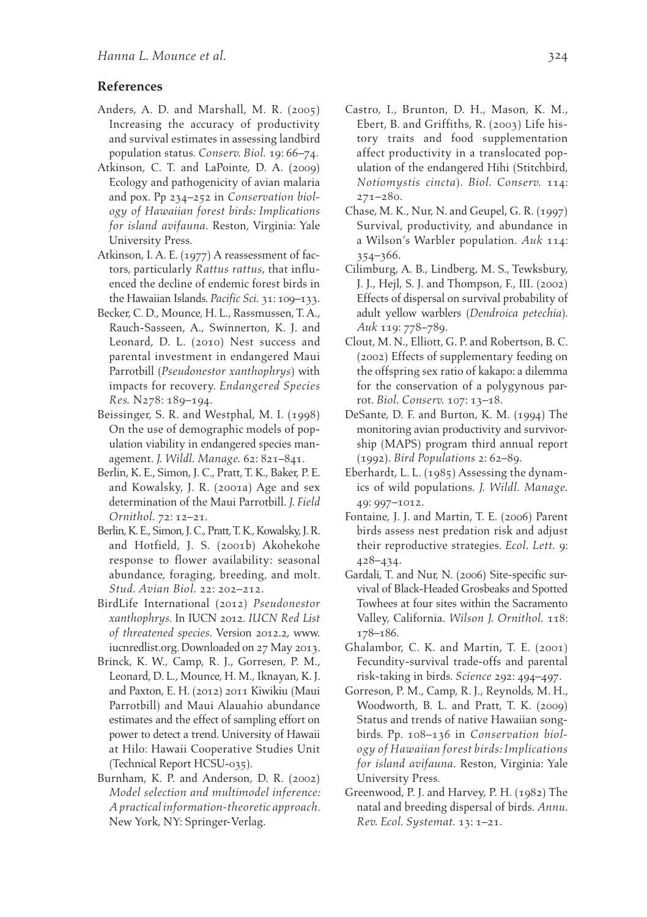## References

Anders, A. D. and Marshall, M. R. (2005) Increasing the accuracy of productivity and survival estimates in assessing landbird population status. *Conserv. Biol.* 19: 66–74.

Atkinson, C. T. and LaPointe, D. A. (2009) Ecology and pathogenicity of avian malaria and pox. Pp 234–252 in *Conservation biology of Hawaiian forest birds: Implications for island avifauna*. Reston, Virginia: Yale University Press.

Atkinson, I. A. E. (1977) A reassessment of factors, particularly *Rattus rattus*, that influenced the decline of endemic forest birds in the Hawaiian Islands. *Pacific Sci.* 31: 109–133.

Becker, C. D., Mounce, H. L., Rassmussen, T. A., Rauch-Sasseen, A., Swinnerton, K. J. and Leonard, D. L. (2010) Nest success and parental investment in endangered Maui Parrotbill (*Pseudonestor xanthophrys*) with impacts for recovery. *Endangered Species Res.* N278: 189–194.

Beissinger, S. R. and Westphal, M. I. (1998) On the use of demographic models of population viability in endangered species management. *J. Wildl. Manage.* 62: 821–841.

Berlin, K. E., Simon, J. C., Pratt, T. K., Baker, P. E. and Kowalsky, J. R. (2001a) Age and sex determination of the Maui Parrotbill. *J. Field Ornithol.* 72: 12–21.

Berlin, K. E., Simon, J. C., Pratt, T. K., Kowalsky, J. R. and Hotfield, J. S. (2001b) Akohekohe response to flower availability: seasonal abundance, foraging, breeding, and molt. *Stud. Avian Biol.* 22: 202–212.

BirdLife International (2012) *Pseudonestor xanthophrys*. In IUCN 2012. *IUCN Red List of threatened species*. Version 2012.2, www.iucnredlist.org. Downloaded on 27 May 2013.

Brinck, K. W., Camp, R. J., Gorresen, P. M., Leonard, D. L., Mounce, H. M., Iknayan, K. J. and Paxton, E. H. (2012) 2011 Kiwikiu (Maui Parrotbill) and Maui Alauahio abundance estimates and the effect of sampling effort on power to detect a trend. University of Hawaii at Hilo: Hawaii Cooperative Studies Unit (Technical Report HCSU-035).

Burnham, K. P. and Anderson, D. R. (2002) *Model selection and multimodel inference: A practical information-theoretic approach*. New York, NY: Springer-Verlag.

Castro, I., Brunton, D. H., Mason, K. M., Ebert, B. and Griffiths, R. (2003) Life history traits and food supplementation affect productivity in a translocated population of the endangered Hihi (Stitchbird, *Notiomystis cincta*). *Biol. Conserv.* 114: 271–280.

Chase, M. K., Nur, N. and Geupel, G. R. (1997) Survival, productivity, and abundance in a Wilson's Warbler population. *Auk* 114: 354–366.

Cilimburg, A. B., Lindberg, M. S., Tewksbury, J. J., Hejl, S. J. and Thompson, F., III. (2002) Effects of dispersal on survival probability of adult yellow warblers (*Dendroica petechia*). *Auk* 119: 778–789.

Clout, M. N., Elliott, G. P. and Robertson, B. C. (2002) Effects of supplementary feeding on the offspring sex ratio of kakapo: a dilemma for the conservation of a polygynous parrot. *Biol. Conserv.* 107: 13–18.

DeSante, D. F. and Burton, K. M. (1994) The monitoring avian productivity and survivorship (MAPS) program third annual report (1992). *Bird Populations* 2: 62–89.

Eberhardt, L. L. (1985) Assessing the dynamics of wild populations. *J. Wildl. Manage.* 49: 997–1012.

Fontaine, J. J. and Martin, T. E. (2006) Parent birds assess nest predation risk and adjust their reproductive strategies. *Ecol. Lett.* 9: 428–434.

Gardali, T. and Nur, N. (2006) Site-specific survival of Black-Headed Grosbeaks and Spotted Towhees at four sites within the Sacramento Valley, California. *Wilson J. Ornithol.* 118: 178–186.

Ghalambor, C. K. and Martin, T. E. (2001) Fecundity-survival trade-offs and parental risk-taking in birds. *Science* 292: 494–497.

Gorreson, P. M., Camp, R. J., Reynolds, M. H., Woodworth, B. L. and Pratt, T. K. (2009) Status and trends of native Hawaiian songbirds. Pp. 108–136 in *Conservation biology of Hawaiian forest birds: Implications for island avifauna*. Reston, Virginia: Yale University Press.

Greenwood, P. J. and Harvey, P. H. (1982) The natal and breeding dispersal of birds. *Annu. Rev. Ecol. Systemat.* 13: 1–21.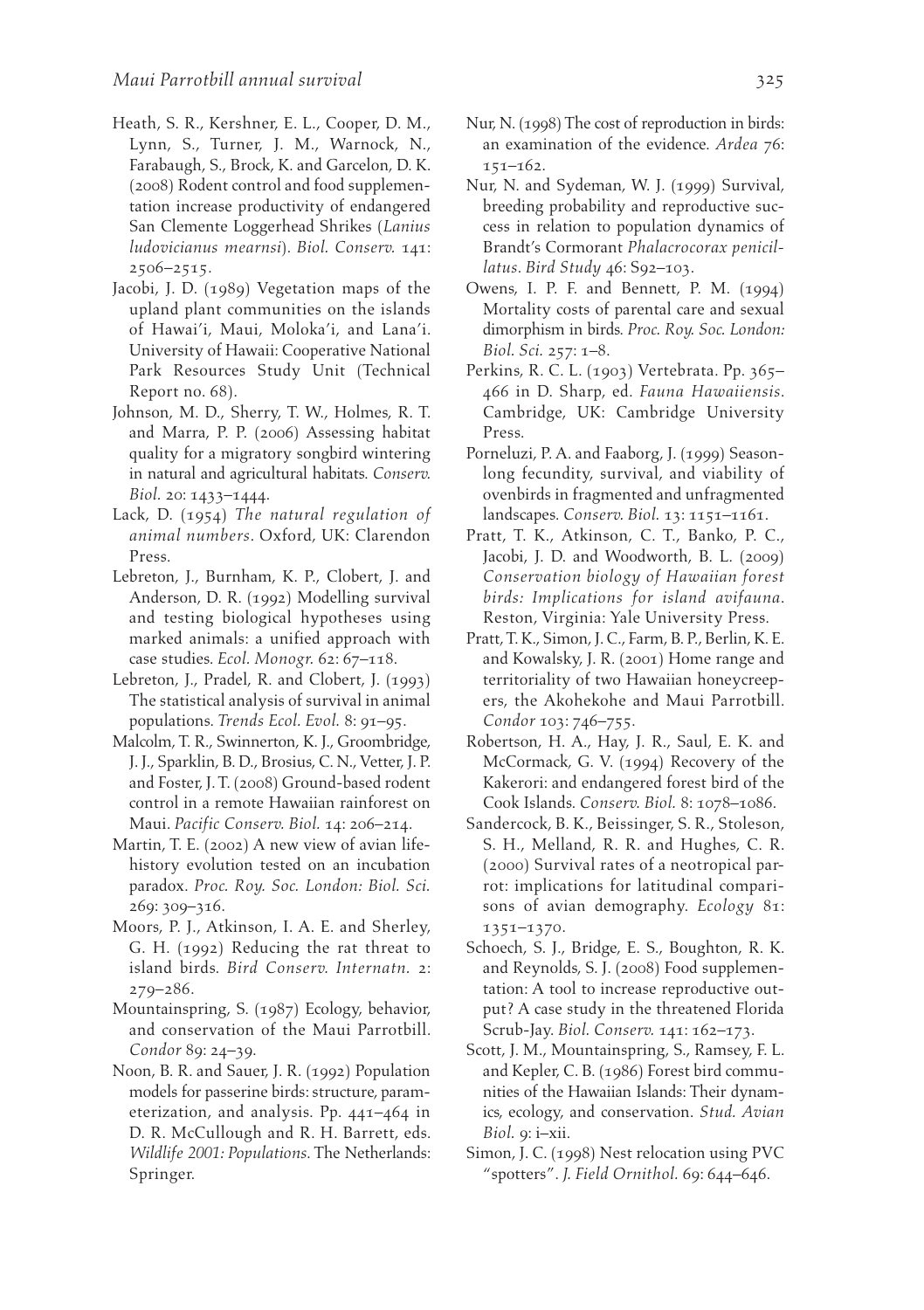Heath, S. R., Kershner, E. L., Cooper, D. M., Lynn, S., Turner, J. M., Warnock, N., Farabaugh, S., Brock, K. and Garcelon, D. K. (2008) Rodent control and food supplementation increase productivity of endangered San Clemente Loggerhead Shrikes (*Lanius ludovicianus mearnsi*). *Biol. Conserv.* 141: 2506–2515.

Jacobi, J. D. (1989) Vegetation maps of the upland plant communities on the islands of Hawai'i, Maui, Moloka'i, and Lana'i. University of Hawaii: Cooperative National Park Resources Study Unit (Technical Report no. 68).

Johnson, M. D., Sherry, T. W., Holmes, R. T. and Marra, P. P. (2006) Assessing habitat quality for a migratory songbird wintering in natural and agricultural habitats. *Conserv. Biol.* 20: 1433–1444.

Lack, D. (1954) *The natural regulation of animal numbers*. Oxford, UK: Clarendon Press.

Lebreton, J., Burnham, K. P., Clobert, J. and Anderson, D. R. (1992) Modelling survival and testing biological hypotheses using marked animals: a unified approach with case studies. *Ecol. Monogr.* 62: 67–118.

Lebreton, J., Pradel, R. and Clobert, J. (1993) The statistical analysis of survival in animal populations. *Trends Ecol. Evol.* 8: 91–95.

Malcolm, T. R., Swinnerton, K. J., Groombridge, J. J., Sparklin, B. D., Brosius, C. N., Vetter, J. P. and Foster, J. T. (2008) Ground-based rodent control in a remote Hawaiian rainforest on Maui. *Pacific Conserv. Biol.* 14: 206–214.

Martin, T. E. (2002) A new view of avian life-history evolution tested on an incubation paradox. *Proc. Roy. Soc. London: Biol. Sci.* 269: 309–316.

Moors, P. J., Atkinson, I. A. E. and Sherley, G. H. (1992) Reducing the rat threat to island birds. *Bird Conserv. Internatn.* 2: 279–286.

Mountainspring, S. (1987) Ecology, behavior, and conservation of the Maui Parrotbill. *Condor* 89: 24–39.

Noon, B. R. and Sauer, J. R. (1992) Population models for passerine birds: structure, parameterization, and analysis. Pp. 441–464 in D. R. McCullough and R. H. Barrett, eds. *Wildlife 2001: Populations*. The Netherlands: Springer.

Nur, N. (1998) The cost of reproduction in birds: an examination of the evidence. *Ardea* 76: 151–162.

Nur, N. and Sydeman, W. J. (1999) Survival, breeding probability and reproductive success in relation to population dynamics of Brandt's Cormorant *Phalacrocorax penicillatus*. *Bird Study* 46: S92–103.

Owens, I. P. F. and Bennett, P. M. (1994) Mortality costs of parental care and sexual dimorphism in birds. *Proc. Roy. Soc. London: Biol. Sci.* 257: 1–8.

Perkins, R. C. L. (1903) Vertebrata. Pp. 365–466 in D. Sharp, ed. *Fauna Hawaiiensis*. Cambridge, UK: Cambridge University Press.

Porneluzi, P. A. and Faaborg, J. (1999) Season-long fecundity, survival, and viability of ovenbirds in fragmented and unfragmented landscapes. *Conserv. Biol.* 13: 1151–1161.

Pratt, T. K., Atkinson, C. T., Banko, P. C., Jacobi, J. D. and Woodworth, B. L. (2009) *Conservation biology of Hawaiian forest birds: Implications for island avifauna*. Reston, Virginia: Yale University Press.

Pratt, T. K., Simon, J. C., Farm, B. P., Berlin, K. E. and Kowalsky, J. R. (2001) Home range and territoriality of two Hawaiian honeycreepers, the Akohekohe and Maui Parrotbill. *Condor* 103: 746–755.

Robertson, H. A., Hay, J. R., Saul, E. K. and McCormack, G. V. (1994) Recovery of the Kakerori: and endangered forest bird of the Cook Islands. *Conserv. Biol.* 8: 1078–1086.

Sandercock, B. K., Beissinger, S. R., Stoleson, S. H., Melland, R. R. and Hughes, C. R. (2000) Survival rates of a neotropical parrot: implications for latitudinal comparisons of avian demography. *Ecology* 81: 1351–1370.

Schoech, S. J., Bridge, E. S., Boughton, R. K. and Reynolds, S. J. (2008) Food supplementation: A tool to increase reproductive output? A case study in the threatened Florida Scrub-Jay. *Biol. Conserv.* 141: 162–173.

Scott, J. M., Mountainspring, S., Ramsey, F. L. and Kepler, C. B. (1986) Forest bird communities of the Hawaiian Islands: Their dynamics, ecology, and conservation. *Stud. Avian Biol.* 9: i–xii.

Simon, J. C. (1998) Nest relocation using PVC "spotters". *J. Field Ornithol.* 69: 644–646.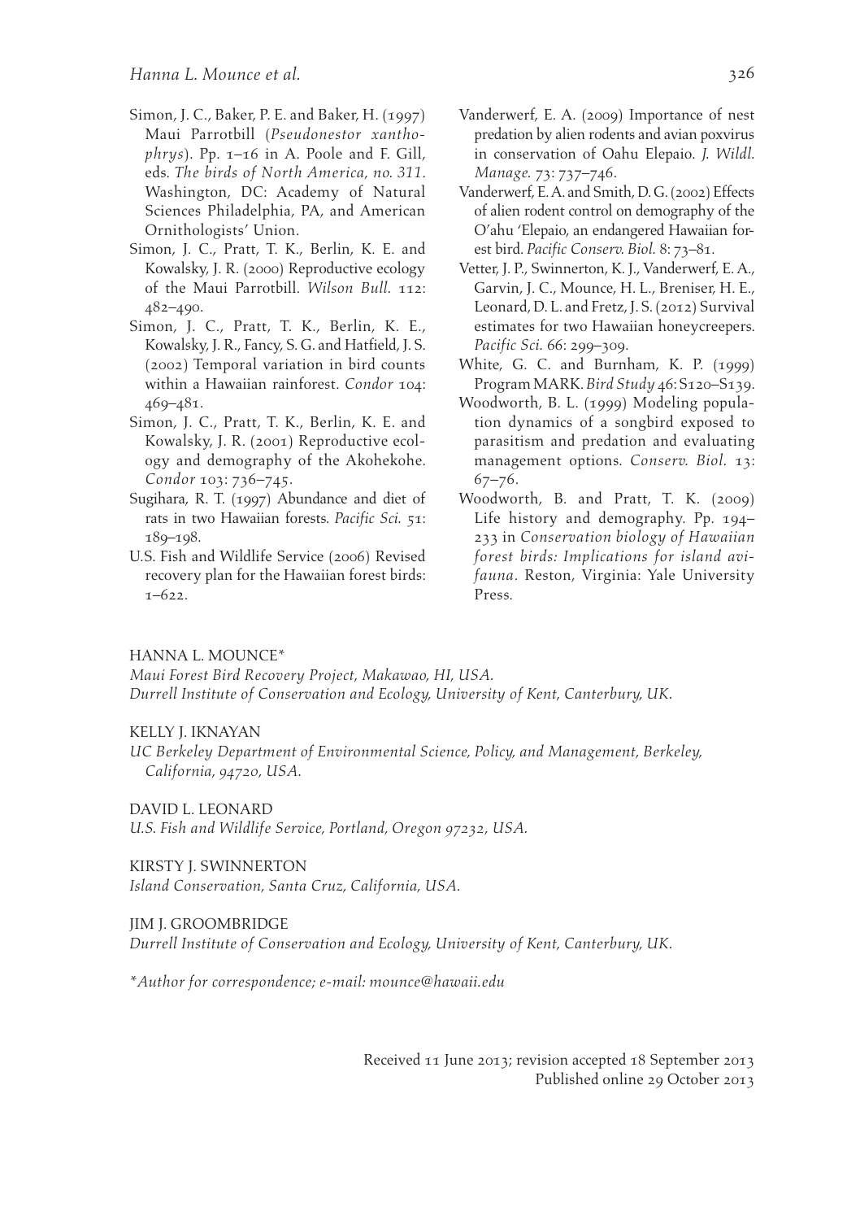Simon, J. C., Baker, P. E. and Baker, H. (1997) Maui Parrotbill (*Pseudonestor xanthophrys*). Pp. 1–16 in A. Poole and F. Gill, eds. *The birds of North America, no. 311*. Washington, DC: Academy of Natural Sciences Philadelphia, PA, and American Ornithologists' Union.

Simon, J. C., Pratt, T. K., Berlin, K. E. and Kowalsky, J. R. (2000) Reproductive ecology of the Maui Parrotbill. *Wilson Bull.* 112: 482–490.

Simon, J. C., Pratt, T. K., Berlin, K. E., Kowalsky, J. R., Fancy, S. G. and Hatfield, J. S. (2002) Temporal variation in bird counts within a Hawaiian rainforest. *Condor* 104: 469–481.

Simon, J. C., Pratt, T. K., Berlin, K. E. and Kowalsky, J. R. (2001) Reproductive ecology and demography of the Akohekohe. *Condor* 103: 736–745.

Sugihara, R. T. (1997) Abundance and diet of rats in two Hawaiian forests. *Pacific Sci.* 51: 189–198.

U.S. Fish and Wildlife Service (2006) Revised recovery plan for the Hawaiian forest birds: 1–622.

Vanderwerf, E. A. (2009) Importance of nest predation by alien rodents and avian poxvirus in conservation of Oahu Elepaio. *J. Wildl. Manage.* 73: 737–746.

Vanderwerf, E. A. and Smith, D. G. (2002) Effects of alien rodent control on demography of the O'ahu 'Elepaio, an endangered Hawaiian forest bird. *Pacific Conserv. Biol.* 8: 73–81.

Vetter, J. P., Swinnerton, K. J., Vanderwerf, E. A., Garvin, J. C., Mounce, H. L., Breniser, H. E., Leonard, D. L. and Fretz, J. S. (2012) Survival estimates for two Hawaiian honeycreepers. *Pacific Sci.* 66: 299–309.

White, G. C. and Burnham, K. P. (1999) Program MARK. *Bird Study* 46: S120–S139.

Woodworth, B. L. (1999) Modeling population dynamics of a songbird exposed to parasitism and predation and evaluating management options. *Conserv. Biol.* 13: 67–76.

Woodworth, B. and Pratt, T. K. (2009) Life history and demography. Pp. 194–233 in *Conservation biology of Hawaiian forest birds: Implications for island avifauna*. Reston, Virginia: Yale University Press.

HANNA L. MOUNCE*
*Maui Forest Bird Recovery Project, Makawao, HI, USA.*
*Durrell Institute of Conservation and Ecology, University of Kent, Canterbury, UK.*

KELLY J. IKNAYAN
*UC Berkeley Department of Environmental Science, Policy, and Management, Berkeley, California, 94720, USA.*

DAVID L. LEONARD
*U.S. Fish and Wildlife Service, Portland, Oregon 97232, USA.*

KIRSTY J. SWINNERTON
*Island Conservation, Santa Cruz, California, USA.*

JIM J. GROOMBRIDGE
*Durrell Institute of Conservation and Ecology, University of Kent, Canterbury, UK.*

**Author for correspondence; e-mail: mounce@hawaii.edu*

Received 11 June 2013; revision accepted 18 September 2013
Published online 29 October 2013